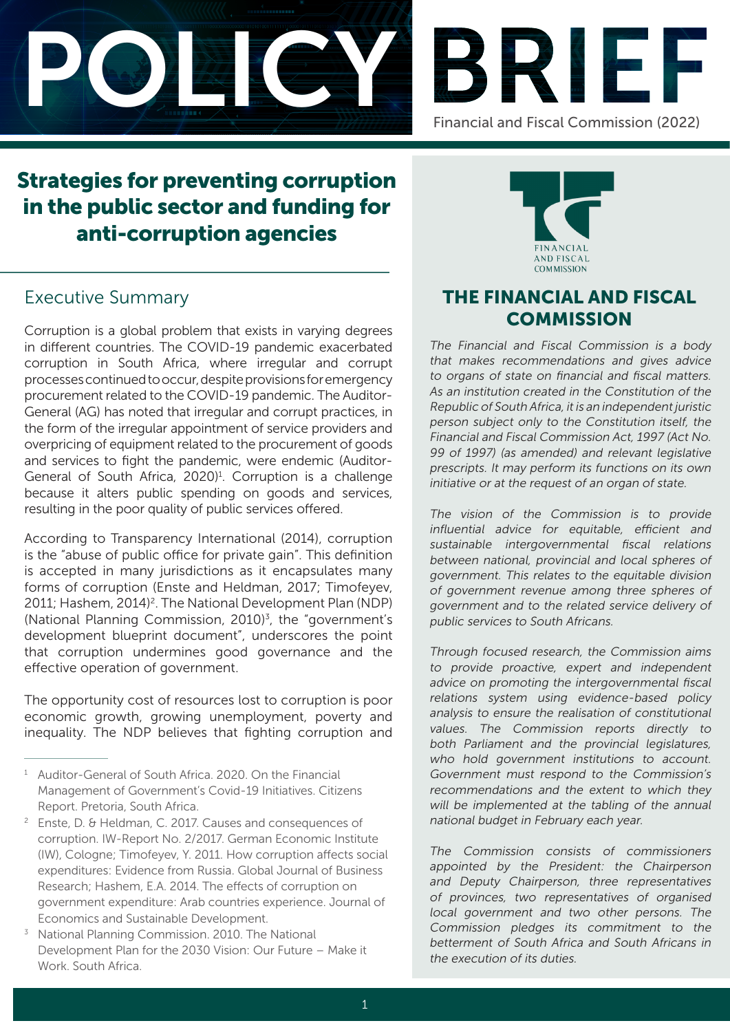# POLICY BRIEF

Financial and Fiscal Commission (2022)

## Strategies for preventing corruption in the public sector and funding for anti-corruption agencies

### Executive Summary

Corruption is a global problem that exists in varying degrees in different countries. The COVID-19 pandemic exacerbated corruption in South Africa, where irregular and corrupt processes continued to occur, despite provisions for emergency procurement related to the COVID-19 pandemic. The Auditor-General (AG) has noted that irregular and corrupt practices, in the form of the irregular appointment of service providers and overpricing of equipment related to the procurement of goods and services to fight the pandemic, were endemic (Auditor-General of South Africa, 2020)[1]. Corruption is a challenge because it alters public spending on goods and services, resulting in the poor quality of public services offered.

According to Transparency International (2014), corruption is the "abuse of public office for private gain". This definition is accepted in many jurisdictions as it encapsulates many forms of corruption (Enste and Heldman, 2017; Timofeyev, 2011; Hashem, 2014)[2]. The National Development Plan (NDP) (National Planning Commission, 2010)[3], the "government's development blueprint document", underscores the point that corruption undermines good governance and the effective operation of government.

The opportunity cost of resources lost to corruption is poor economic growth, growing unemployment, poverty and inequality. The NDP believes that fighting corruption and

[1] Auditor-General of South Africa. 2020. On the Financial Management of Government's Covid-19 Initiatives. Citizens Report. Pretoria, South Africa.

[2] Enste, D. & Heldman, C. 2017. Causes and consequences of corruption. IW-Report No. 2/2017. German Economic Institute (IW), Cologne; Timofeyev, Y. 2011. How corruption affects social expenditures: Evidence from Russia. Global Journal of Business Research; Hashem, E.A. 2014. The effects of corruption on government expenditure: Arab countries experience. Journal of Economics and Sustainable Development.

[3] National Planning Commission. 2010. The National Development Plan for the 2030 Vision: Our Future – Make it Work. South Africa.

FINANCIAL AND FISCAL COMMISSION

### THE FINANCIAL AND FISCAL COMMISSION

*The Financial and Fiscal Commission is a body that makes recommendations and gives advice to organs of state on financial and fiscal matters. As an institution created in the Constitution of the Republic of South Africa, it is an independent juristic person subject only to the Constitution itself, the Financial and Fiscal Commission Act, 1997 (Act No. 99 of 1997) (as amended) and relevant legislative prescripts. It may perform its functions on its own initiative or at the request of an organ of state.*

*The vision of the Commission is to provide influential advice for equitable, efficient and sustainable intergovernmental fiscal relations between national, provincial and local spheres of government. This relates to the equitable division of government revenue among three spheres of government and to the related service delivery of public services to South Africans.*

*Through focused research, the Commission aims to provide proactive, expert and independent advice on promoting the intergovernmental fiscal relations system using evidence-based policy analysis to ensure the realisation of constitutional values. The Commission reports directly to both Parliament and the provincial legislatures, who hold government institutions to account. Government must respond to the Commission's recommendations and the extent to which they will be implemented at the tabling of the annual national budget in February each year.*

*The Commission consists of commissioners appointed by the President: the Chairperson and Deputy Chairperson, three representatives of provinces, two representatives of organised local government and two other persons. The Commission pledges its commitment to the betterment of South Africa and South Africans in the execution of its duties.*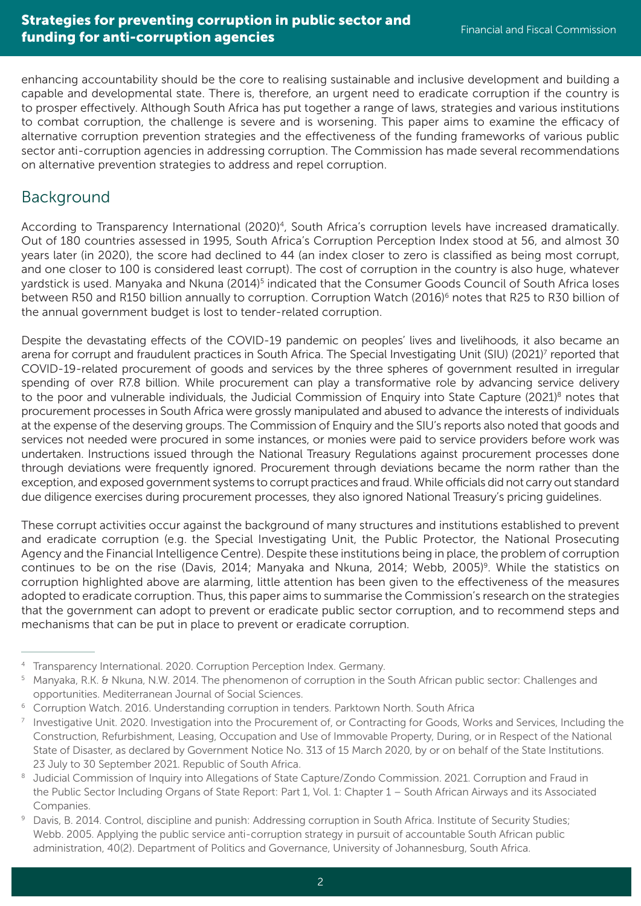enhancing accountability should be the core to realising sustainable and inclusive development and building a capable and developmental state. There is, therefore, an urgent need to eradicate corruption if the country is to prosper effectively. Although South Africa has put together a range of laws, strategies and various institutions to combat corruption, the challenge is severe and is worsening. This paper aims to examine the efficacy of alternative corruption prevention strategies and the effectiveness of the funding frameworks of various public sector anti-corruption agencies in addressing corruption. The Commission has made several recommendations on alternative prevention strategies to address and repel corruption.

## Background

According to Transparency International (2020)[4], South Africa's corruption levels have increased dramatically. Out of 180 countries assessed in 1995, South Africa's Corruption Perception Index stood at 56, and almost 30 years later (in 2020), the score had declined to 44 (an index closer to zero is classified as being most corrupt, and one closer to 100 is considered least corrupt). The cost of corruption in the country is also huge, whatever yardstick is used. Manyaka and Nkuna (2014)[5] indicated that the Consumer Goods Council of South Africa loses between R50 and R150 billion annually to corruption. Corruption Watch (2016)[6] notes that R25 to R30 billion of the annual government budget is lost to tender-related corruption.

Despite the devastating effects of the COVID-19 pandemic on peoples' lives and livelihoods, it also became an arena for corrupt and fraudulent practices in South Africa. The Special Investigating Unit (SIU) (2021)[7] reported that COVID-19-related procurement of goods and services by the three spheres of government resulted in irregular spending of over R7.8 billion. While procurement can play a transformative role by advancing service delivery to the poor and vulnerable individuals, the Judicial Commission of Enquiry into State Capture (2021)[8] notes that procurement processes in South Africa were grossly manipulated and abused to advance the interests of individuals at the expense of the deserving groups. The Commission of Enquiry and the SIU's reports also noted that goods and services not needed were procured in some instances, or monies were paid to service providers before work was undertaken. Instructions issued through the National Treasury Regulations against procurement processes done through deviations were frequently ignored. Procurement through deviations became the norm rather than the exception, and exposed government systems to corrupt practices and fraud. While officials did not carry out standard due diligence exercises during procurement processes, they also ignored National Treasury's pricing guidelines.

These corrupt activities occur against the background of many structures and institutions established to prevent and eradicate corruption (e.g. the Special Investigating Unit, the Public Protector, the National Prosecuting Agency and the Financial Intelligence Centre). Despite these institutions being in place, the problem of corruption continues to be on the rise (Davis, 2014; Manyaka and Nkuna, 2014; Webb, 2005)[9]. While the statistics on corruption highlighted above are alarming, little attention has been given to the effectiveness of the measures adopted to eradicate corruption. Thus, this paper aims to summarise the Commission's research on the strategies that the government can adopt to prevent or eradicate public sector corruption, and to recommend steps and mechanisms that can be put in place to prevent or eradicate corruption.

---

[4] Transparency International. 2020. Corruption Perception Index. Germany.

[5] Manyaka, R.K. & Nkuna, N.W. 2014. The phenomenon of corruption in the South African public sector: Challenges and opportunities. Mediterranean Journal of Social Sciences.

[6] Corruption Watch. 2016. Understanding corruption in tenders. Parktown North. South Africa

[7] Investigative Unit. 2020. Investigation into the Procurement of, or Contracting for Goods, Works and Services, Including the Construction, Refurbishment, Leasing, Occupation and Use of Immovable Property, During, or in Respect of the National State of Disaster, as declared by Government Notice No. 313 of 15 March 2020, by or on behalf of the State Institutions. 23 July to 30 September 2021. Republic of South Africa.

[8] Judicial Commission of Inquiry into Allegations of State Capture/Zondo Commission. 2021. Corruption and Fraud in the Public Sector Including Organs of State Report: Part 1, Vol. 1: Chapter 1 – South African Airways and its Associated Companies.

[9] Davis, B. 2014. Control, discipline and punish: Addressing corruption in South Africa. Institute of Security Studies; Webb. 2005. Applying the public service anti-corruption strategy in pursuit of accountable South African public administration, 40(2). Department of Politics and Governance, University of Johannesburg, South Africa.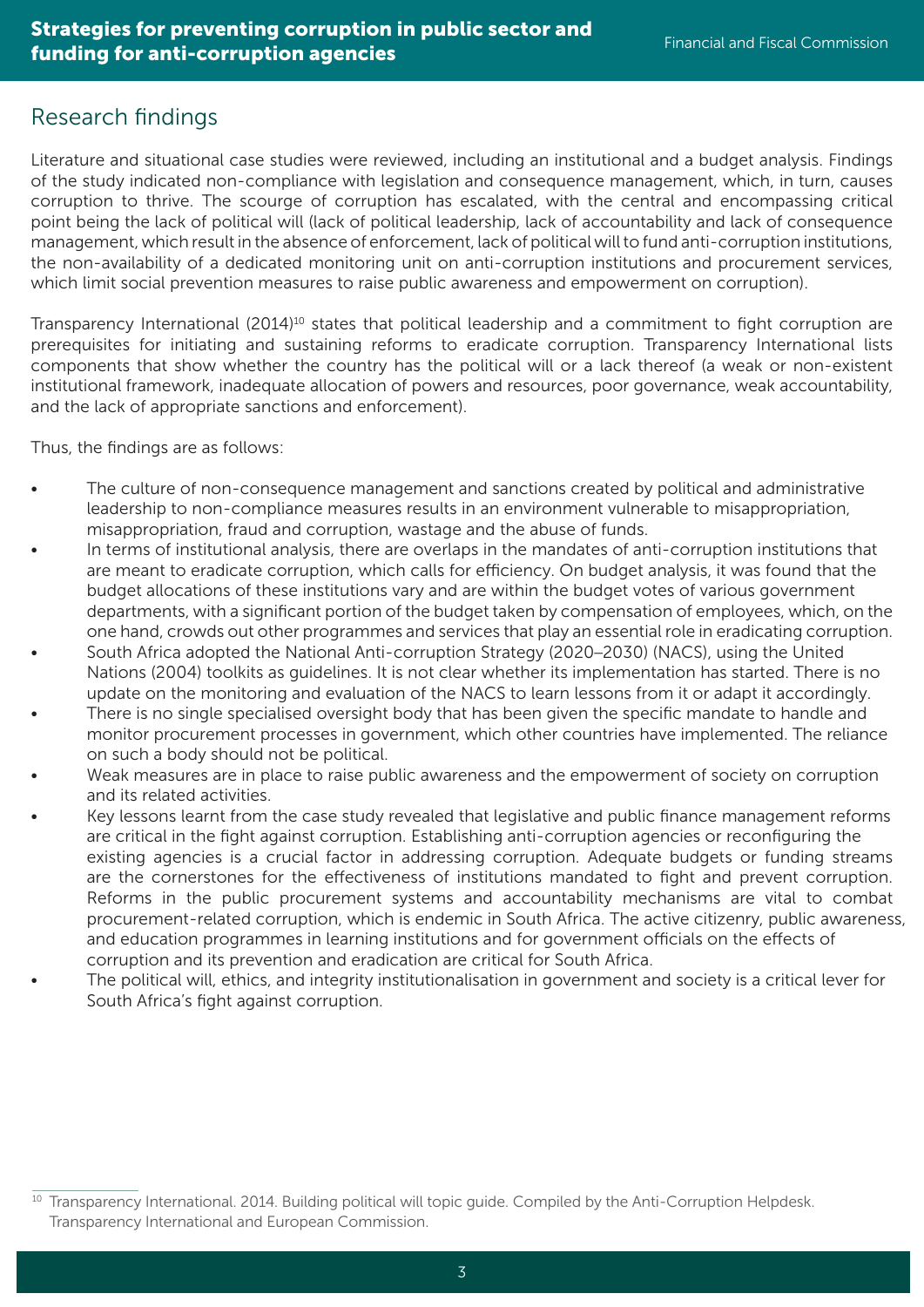## Research findings

Literature and situational case studies were reviewed, including an institutional and a budget analysis. Findings of the study indicated non-compliance with legislation and consequence management, which, in turn, causes corruption to thrive. The scourge of corruption has escalated, with the central and encompassing critical point being the lack of political will (lack of political leadership, lack of accountability and lack of consequence management, which result in the absence of enforcement, lack of political will to fund anti-corruption institutions, the non-availability of a dedicated monitoring unit on anti-corruption institutions and procurement services, which limit social prevention measures to raise public awareness and empowerment on corruption).

Transparency International (2014)[10] states that political leadership and a commitment to fight corruption are prerequisites for initiating and sustaining reforms to eradicate corruption. Transparency International lists components that show whether the country has the political will or a lack thereof (a weak or non-existent institutional framework, inadequate allocation of powers and resources, poor governance, weak accountability, and the lack of appropriate sanctions and enforcement).

Thus, the findings are as follows:

- The culture of non-consequence management and sanctions created by political and administrative leadership to non-compliance measures results in an environment vulnerable to misappropriation, misappropriation, fraud and corruption, wastage and the abuse of funds.
- In terms of institutional analysis, there are overlaps in the mandates of anti-corruption institutions that are meant to eradicate corruption, which calls for efficiency. On budget analysis, it was found that the budget allocations of these institutions vary and are within the budget votes of various government departments, with a significant portion of the budget taken by compensation of employees, which, on the one hand, crowds out other programmes and services that play an essential role in eradicating corruption.
- South Africa adopted the National Anti-corruption Strategy (2020–2030) (NACS), using the United Nations (2004) toolkits as guidelines. It is not clear whether its implementation has started. There is no update on the monitoring and evaluation of the NACS to learn lessons from it or adapt it accordingly.
- There is no single specialised oversight body that has been given the specific mandate to handle and monitor procurement processes in government, which other countries have implemented. The reliance on such a body should not be political.
- Weak measures are in place to raise public awareness and the empowerment of society on corruption and its related activities.
- Key lessons learnt from the case study revealed that legislative and public finance management reforms are critical in the fight against corruption. Establishing anti-corruption agencies or reconfiguring the existing agencies is a crucial factor in addressing corruption. Adequate budgets or funding streams are the cornerstones for the effectiveness of institutions mandated to fight and prevent corruption. Reforms in the public procurement systems and accountability mechanisms are vital to combat procurement-related corruption, which is endemic in South Africa. The active citizenry, public awareness, and education programmes in learning institutions and for government officials on the effects of corruption and its prevention and eradication are critical for South Africa.
- The political will, ethics, and integrity institutionalisation in government and society is a critical lever for South Africa's fight against corruption.

[10] Transparency International. 2014. Building political will topic guide. Compiled by the Anti-Corruption Helpdesk. Transparency International and European Commission.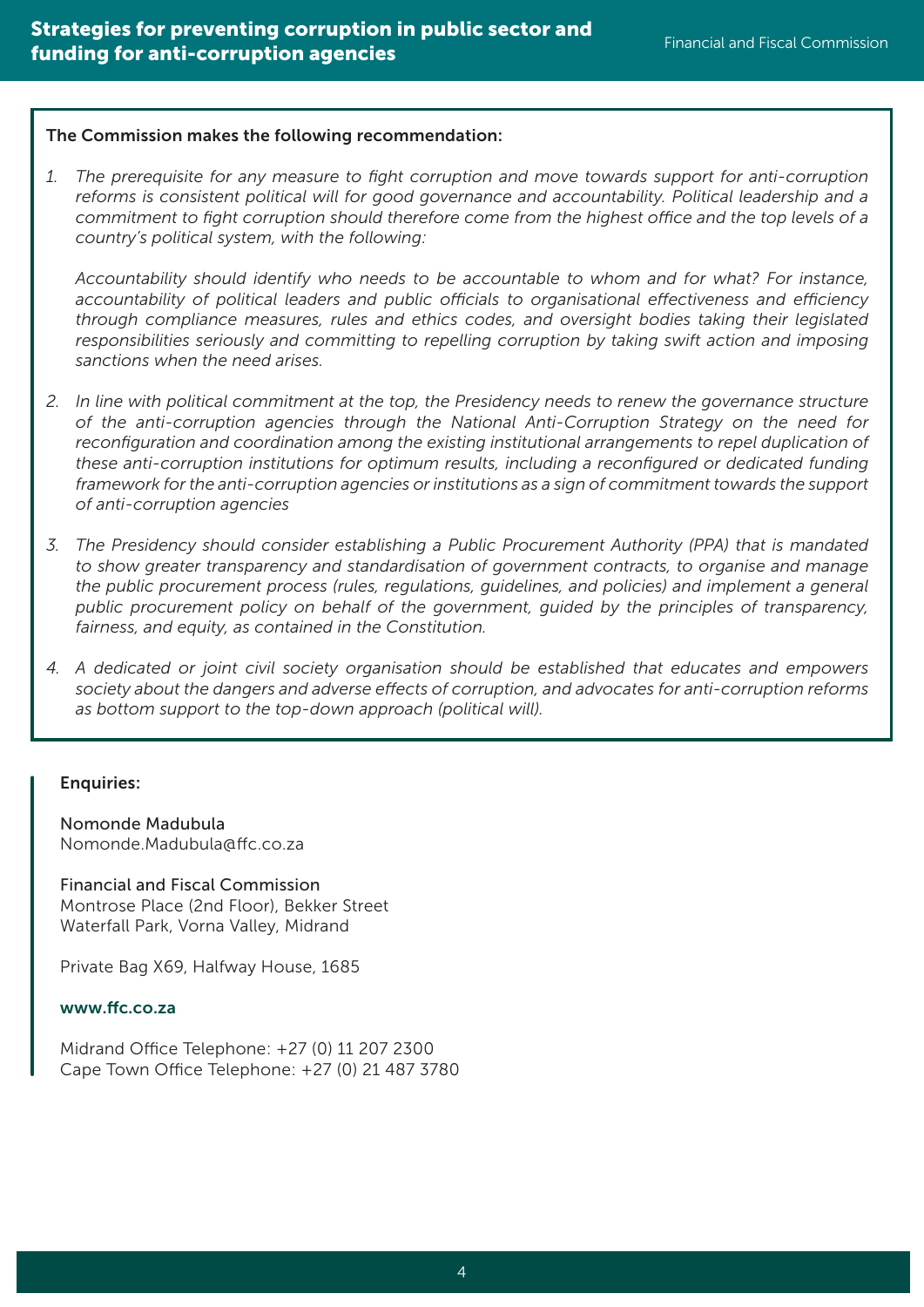**The Commission makes the following recommendation:**

1. *The prerequisite for any measure to fight corruption and move towards support for anti-corruption reforms is consistent political will for good governance and accountability. Political leadership and a commitment to fight corruption should therefore come from the highest office and the top levels of a country's political system, with the following:*

   *Accountability should identify who needs to be accountable to whom and for what? For instance, accountability of political leaders and public officials to organisational effectiveness and efficiency through compliance measures, rules and ethics codes, and oversight bodies taking their legislated responsibilities seriously and committing to repelling corruption by taking swift action and imposing sanctions when the need arises.*

2. *In line with political commitment at the top, the Presidency needs to renew the governance structure of the anti-corruption agencies through the National Anti-Corruption Strategy on the need for reconfiguration and coordination among the existing institutional arrangements to repel duplication of these anti-corruption institutions for optimum results, including a reconfigured or dedicated funding framework for the anti-corruption agencies or institutions as a sign of commitment towards the support of anti-corruption agencies*

3. *The Presidency should consider establishing a Public Procurement Authority (PPA) that is mandated to show greater transparency and standardisation of government contracts, to organise and manage the public procurement process (rules, regulations, guidelines, and policies) and implement a general public procurement policy on behalf of the government, guided by the principles of transparency, fairness, and equity, as contained in the Constitution.*

4. *A dedicated or joint civil society organisation should be established that educates and empowers society about the dangers and adverse effects of corruption, and advocates for anti-corruption reforms as bottom support to the top-down approach (political will).*

**Enquiries:**

Nomonde Madubula
Nomonde.Madubula@ffc.co.za

Financial and Fiscal Commission
Montrose Place (2nd Floor), Bekker Street
Waterfall Park, Vorna Valley, Midrand

Private Bag X69, Halfway House, 1685

**www.ffc.co.za**

Midrand Office Telephone: +27 (0) 11 207 2300
Cape Town Office Telephone: +27 (0) 21 487 3780